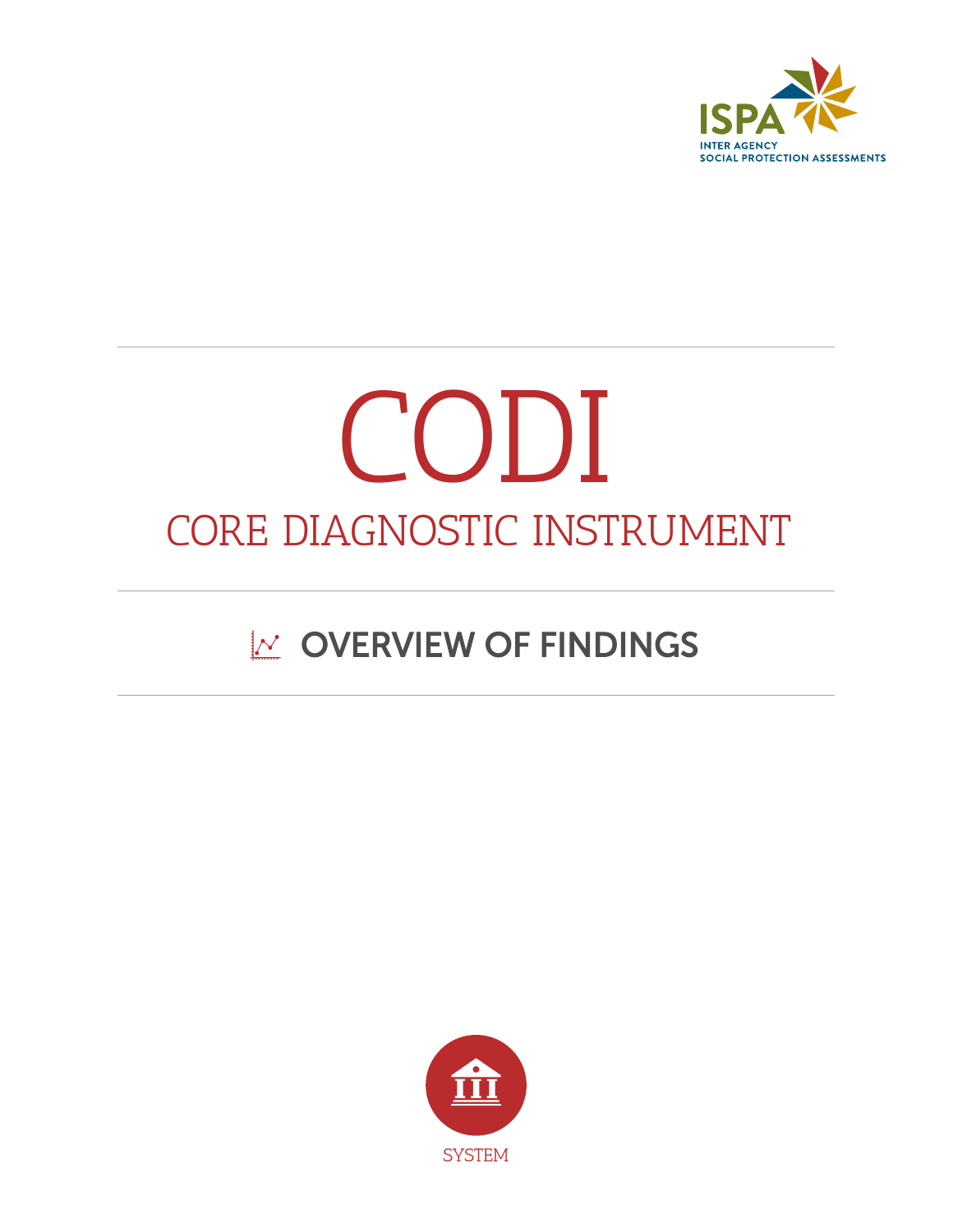ISPA
INTER AGENCY
SOCIAL PROTECTION ASSESSMENTS

# CODI

## CORE DIAGNOSTIC INSTRUMENT

## OVERVIEW OF FINDINGS

SYSTEM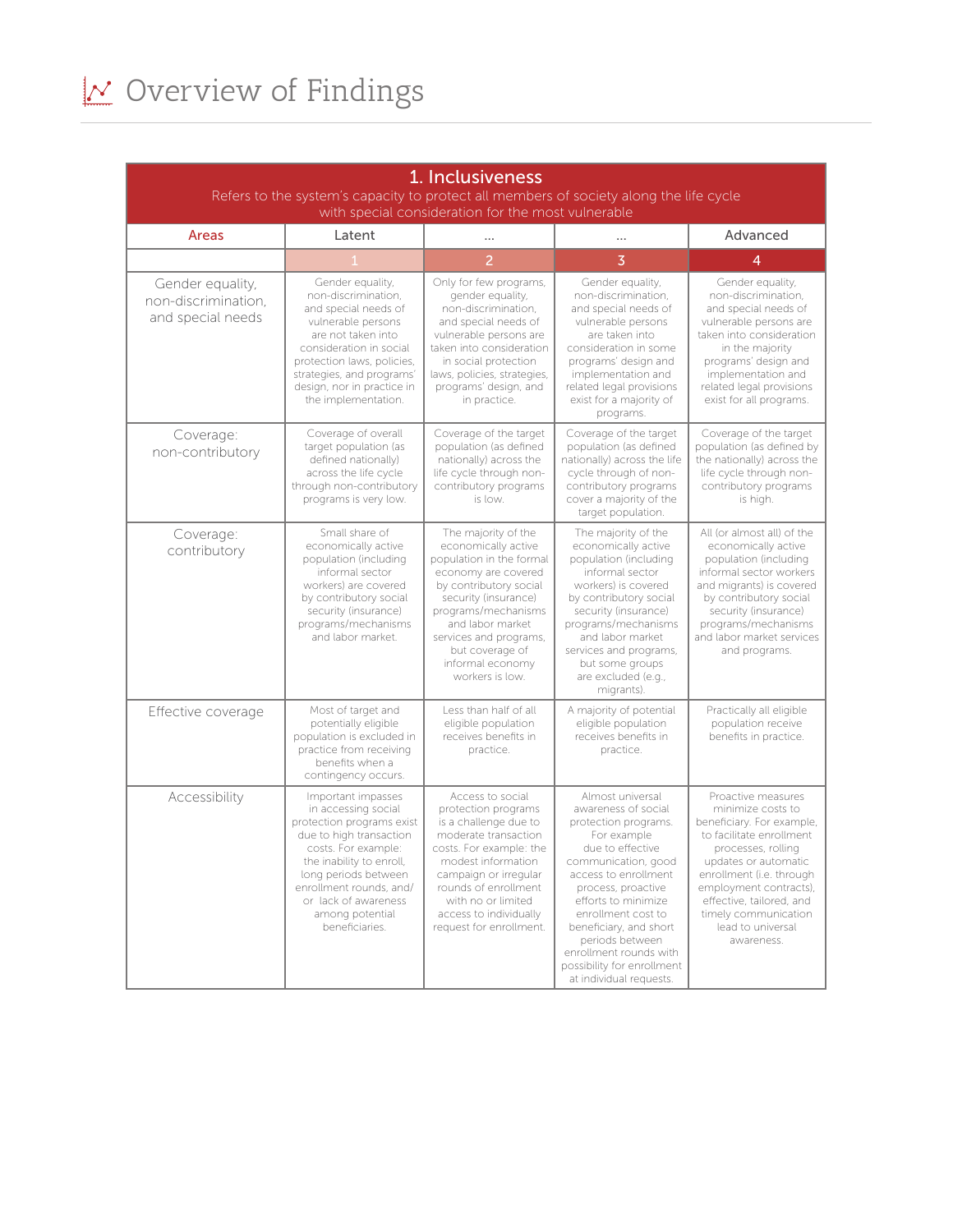# Overview of Findings

| 1. Inclusiveness<br>Refers to the system's capacity to protect all members of society along the life cycle with special consideration for the most vulnerable | | | | |
|---|---|---|---|---|
| **Areas** | **Latent** | **...** | **...** | **Advanced** |
| | 1 | 2 | 3 | 4 |
| Gender equality, non-discrimination, and special needs | Gender equality, non-discrimination, and special needs of vulnerable persons are not taken into consideration in social protection laws, policies, strategies, and programs' design, nor in practice in the implementation. | Only for few programs, gender equality, non-discrimination, and special needs of vulnerable persons are taken into consideration in social protection laws, policies, strategies, programs' design, and in practice. | Gender equality, non-discrimination, and special needs of vulnerable persons are taken into consideration in some programs' design and implementation and related legal provisions exist for a majority of programs. | Gender equality, non-discrimination, and special needs of vulnerable persons are taken into consideration in the majority programs' design and implementation and related legal provisions exist for all programs. |
| Coverage: non-contributory | Coverage of overall target population (as defined nationally) across the life cycle through non-contributory programs is very low. | Coverage of the target population (as defined nationally) across the life cycle through non-contributory programs is low. | Coverage of the target population (as defined nationally) across the life cycle through of non-contributory programs cover a majority of the target population. | Coverage of the target population (as defined by the nationally) across the life cycle through non-contributory programs is high. |
| Coverage: contributory | Small share of economically active population (including informal sector workers) are covered by contributory social security (insurance) programs/mechanisms and labor market. | The majority of the economically active population in the formal economy are covered by contributory social security (insurance) programs/mechanisms and labor market services and programs, but coverage of informal economy workers is low. | The majority of the economically active population (including informal sector workers) is covered by contributory social security (insurance) programs/mechanisms and labor market services and programs, but some groups are excluded (e.g., migrants). | All (or almost all) of the economically active population (including informal sector workers and migrants) is covered by contributory social security (insurance) programs/mechanisms and labor market services and programs. |
| Effective coverage | Most of target and potentially eligible population is excluded in practice from receiving benefits when a contingency occurs. | Less than half of all eligible population receives benefits in practice. | A majority of potential eligible population receives benefits in practice. | Practically all eligible population receive benefits in practice. |
| Accessibility | Important impasses in accessing social protection programs exist due to high transaction costs. For example: the inability to enroll, long periods between enrollment rounds, and/ or lack of awareness among potential beneficiaries. | Access to social protection programs is a challenge due to moderate transaction costs. For example: the modest information campaign or irregular rounds of enrollment with no or limited access to individually request for enrollment. | Almost universal awareness of social protection programs. For example due to effective communication, good access to enrollment process, proactive efforts to minimize enrollment cost to beneficiary, and short periods between enrollment rounds with possibility for enrollment at individual requests. | Proactive measures minimize costs to beneficiary. For example, to facilitate enrollment processes, rolling updates or automatic enrollment (i.e. through employment contracts), effective, tailored, and timely communication lead to universal awareness. |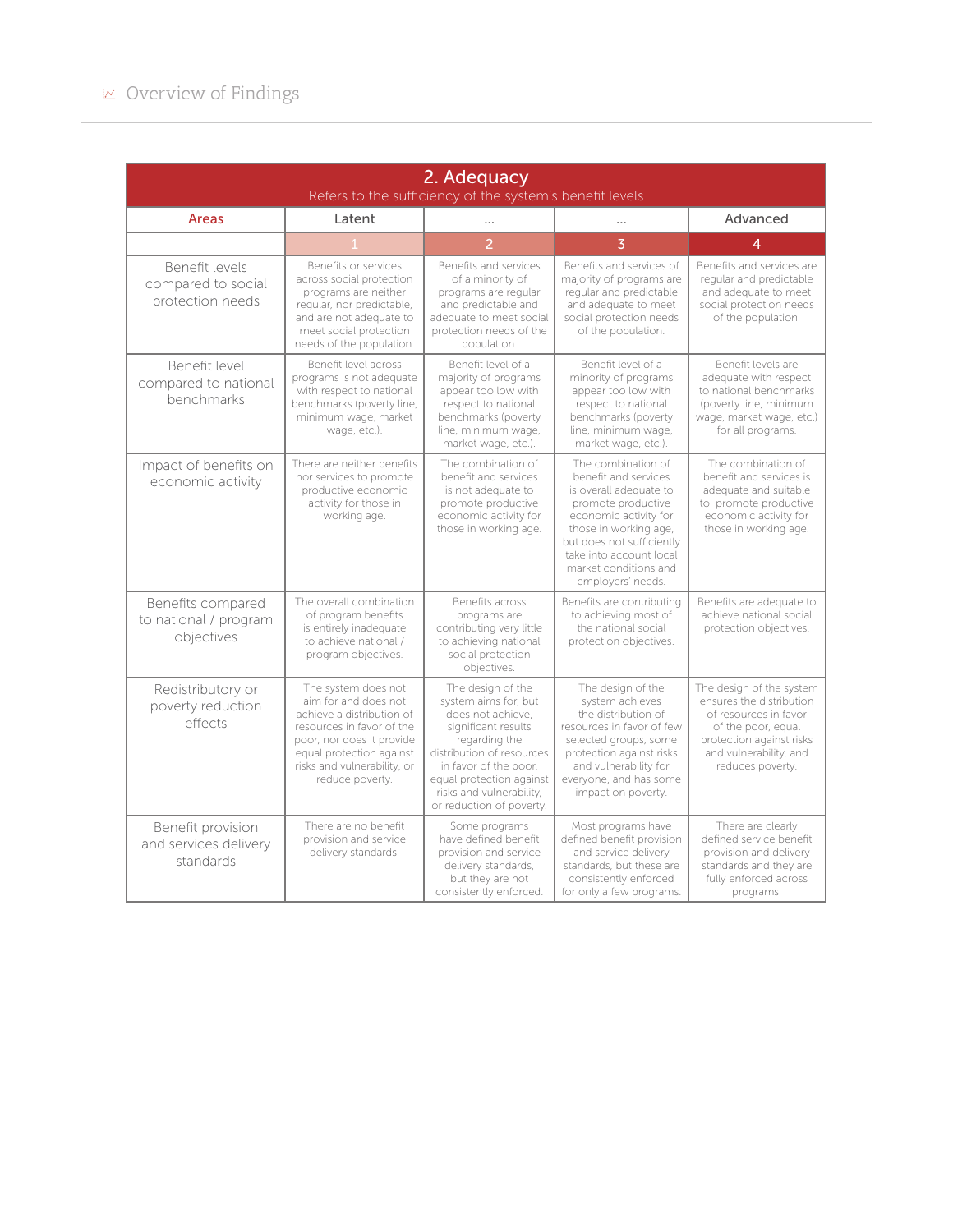## Overview of Findings

| 2. Adequacy<br>Refers to the sufficiency of the system's benefit levels | | | | |
|---|---|---|---|---|
| Areas | Latent | ... | ... | Advanced |
| | 1 | 2 | 3 | 4 |
| Benefit levels compared to social protection needs | Benefits or services across social protection programs are neither regular, nor predictable, and are not adequate to meet social protection needs of the population. | Benefits and services of a minority of programs are regular and predictable and adequate to meet social protection needs of the population. | Benefits and services of majority of programs are regular and predictable and adequate to meet social protection needs of the population. | Benefits and services are regular and predictable and adequate to meet social protection needs of the population. |
| Benefit level compared to national benchmarks | Benefit level across programs is not adequate with respect to national benchmarks (poverty line, minimum wage, market wage, etc.). | Benefit level of a majority of programs appear too low with respect to national benchmarks (poverty line, minimum wage, market wage, etc.). | Benefit level of a minority of programs appear too low with respect to national benchmarks (poverty line, minimum wage, market wage, etc.). | Benefit levels are adequate with respect to national benchmarks (poverty line, minimum wage, market wage, etc.) for all programs. |
| Impact of benefits on economic activity | There are neither benefits nor services to promote productive economic activity for those in working age. | The combination of benefit and services is not adequate to promote productive economic activity for those in working age. | The combination of benefit and services is overall adequate to promote productive economic activity for those in working age, but does not sufficiently take into account local market conditions and employers' needs. | The combination of benefit and services is adequate and suitable to promote productive economic activity for those in working age. |
| Benefits compared to national / program objectives | The overall combination of program benefits is entirely inadequate to achieve national / program objectives. | Benefits across programs are contributing very little to achieving national social protection objectives. | Benefits are contributing to achieving most of the national social protection objectives. | Benefits are adequate to achieve national social protection objectives. |
| Redistributory or poverty reduction effects | The system does not aim for and does not achieve a distribution of resources in favor of the poor, nor does it provide equal protection against risks and vulnerability, or reduce poverty. | The design of the system aims for, but does not achieve, significant results regarding the distribution of resources in favor of the poor, equal protection against risks and vulnerability, or reduction of poverty. | The design of the system achieves the distribution of resources in favor of few selected groups, some protection against risks and vulnerability for everyone, and has some impact on poverty. | The design of the system ensures the distribution of resources in favor of the poor, equal protection against risks and vulnerability, and reduces poverty. |
| Benefit provision and services delivery standards | There are no benefit provision and service delivery standards. | Some programs have defined benefit provision and service delivery standards, but they are not consistently enforced. | Most programs have defined benefit provision and service delivery standards, but these are consistently enforced for only a few programs. | There are clearly defined service benefit provision and delivery standards and they are fully enforced across programs. |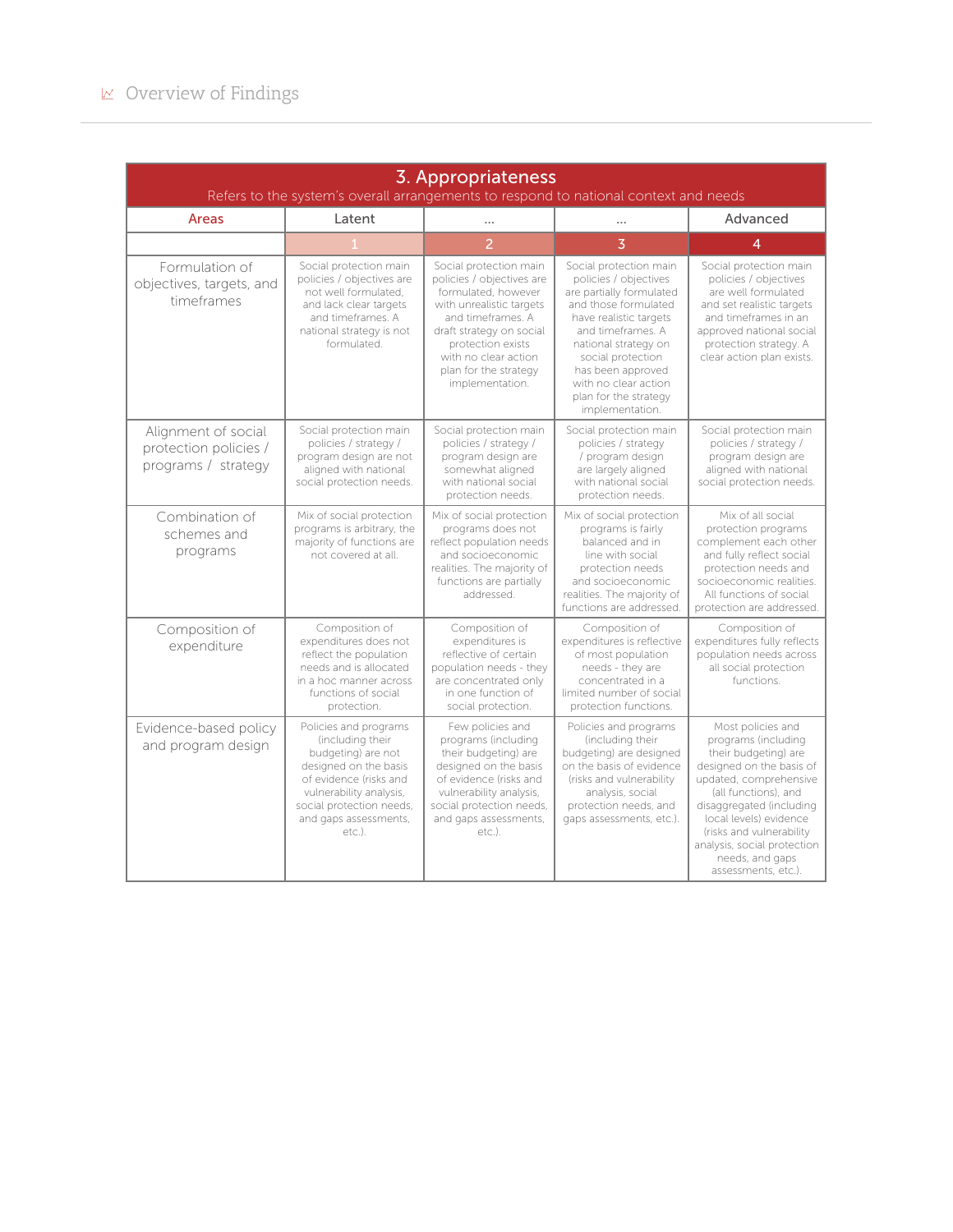## Overview of Findings

| 3. Appropriateness<br>Refers to the system's overall arrangements to respond to national context and needs | | | | |
|---|---|---|---|---|
| Areas | Latent | ... | ... | Advanced |
| | 1 | 2 | 3 | 4 |
| Formulation of objectives, targets, and timeframes | Social protection main policies / objectives are not well formulated, and lack clear targets and timeframes. A national strategy is not formulated. | Social protection main policies / objectives are formulated, however with unrealistic targets and timeframes. A draft strategy on social protection exists with no clear action plan for the strategy implementation. | Social protection main policies / objectives are partially formulated and those formulated have realistic targets and timeframes. A national strategy on social protection has been approved with no clear action plan for the strategy implementation. | Social protection main policies / objectives are well formulated and set realistic targets and timeframes in an approved national social protection strategy. A clear action plan exists. |
| Alignment of social protection policies / programs / strategy | Social protection main policies / strategy / program design are not aligned with national social protection needs. | Social protection main policies / strategy / program design are somewhat aligned with national social protection needs. | Social protection main policies / strategy / program design are largely aligned with national social protection needs. | Social protection main policies / strategy / program design are aligned with national social protection needs. |
| Combination of schemes and programs | Mix of social protection programs is arbitrary, the majority of functions are not covered at all. | Mix of social protection programs does not reflect population needs and socioeconomic realities. The majority of functions are partially addressed. | Mix of social protection programs is fairly balanced and in line with social protection needs and socioeconomic realities. The majority of functions are addressed. | Mix of all social protection programs complement each other and fully reflect social protection needs and socioeconomic realities. All functions of social protection are addressed. |
| Composition of expenditure | Composition of expenditures does not reflect the population needs and is allocated in a hoc manner across functions of social protection. | Composition of expenditures is reflective of certain population needs - they are concentrated only in one function of social protection. | Composition of expenditures is reflective of most population needs - they are concentrated in a limited number of social protection functions. | Composition of expenditures fully reflects population needs across all social protection functions. |
| Evidence-based policy and program design | Policies and programs (including their budgeting) are not designed on the basis of evidence (risks and vulnerability analysis, social protection needs, and gaps assessments, etc.). | Few policies and programs (including their budgeting) are designed on the basis of evidence (risks and vulnerability analysis, social protection needs, and gaps assessments, etc.). | Policies and programs (including their budgeting) are designed on the basis of evidence (risks and vulnerability analysis, social protection needs, and gaps assessments, etc.). | Most policies and programs (including their budgeting) are designed on the basis of updated, comprehensive (all functions), and disaggregated (including local levels) evidence (risks and vulnerability analysis, social protection needs, and gaps assessments, etc.). |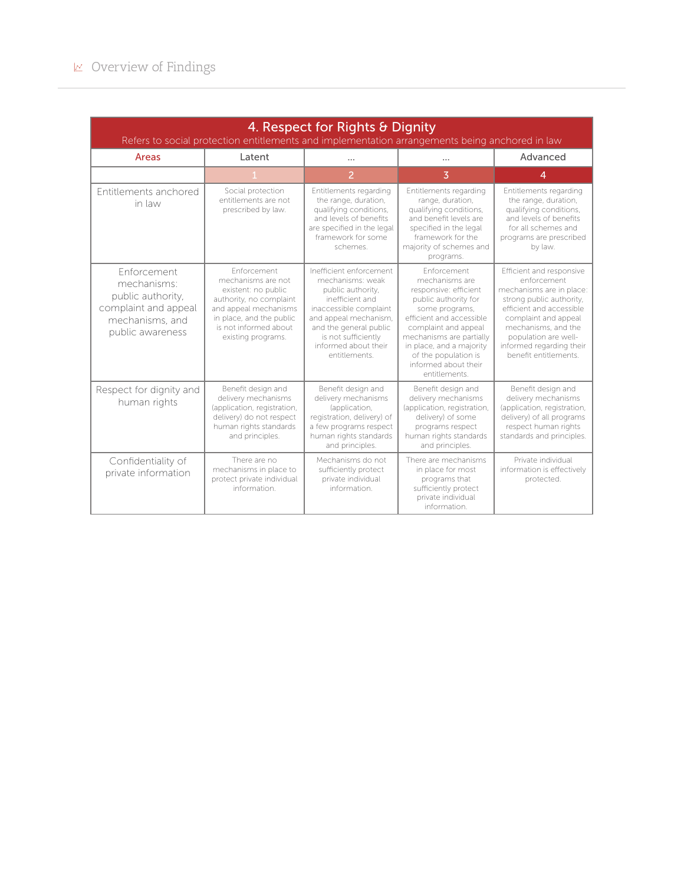# 4. Respect for Rights & Dignity

Refers to social protection entitlements and implementation arrangements being anchored in law

| Areas | Latent | ... | ... | Advanced |
|---|---|---|---|---|
| | 1 | 2 | 3 | 4 |
| Entitlements anchored in law | Social protection entitlements are not prescribed by law. | Entitlements regarding the range, duration, qualifying conditions, and levels of benefits are specified in the legal framework for some schemes. | Entitlements regarding range, duration, qualifying conditions, and benefit levels are specified in the legal framework for the majority of schemes and programs. | Entitlements regarding the range, duration, qualifying conditions, and levels of benefits for all schemes and programs are prescribed by law. |
| Enforcement mechanisms: public authority, complaint and appeal mechanisms, and public awareness | Enforcement mechanisms are not existent: no public authority, no complaint and appeal mechanisms in place, and the public is not informed about existing programs. | Inefficient enforcement mechanisms: weak public authority, inefficient and inaccessible complaint and appeal mechanism, and the general public is not sufficiently informed about their entitlements. | Enforcement mechanisms are responsive: efficient public authority for some programs, efficient and accessible complaint and appeal mechanisms are partially in place, and a majority of the population is informed about their entitlements. | Efficient and responsive enforcement mechanisms are in place: strong public authority, efficient and accessible complaint and appeal mechanisms, and the population are well-informed regarding their benefit entitlements. |
| Respect for dignity and human rights | Benefit design and delivery mechanisms (application, registration, delivery) do not respect human rights standards and principles. | Benefit design and delivery mechanisms (application, registration, delivery) of a few programs respect human rights standards and principles. | Benefit design and delivery mechanisms (application, registration, delivery) of some programs respect human rights standards and principles. | Benefit design and delivery mechanisms (application, registration, delivery) of all programs respect human rights standards and principles. |
| Confidentiality of private information | There are no mechanisms in place to protect private individual information. | Mechanisms do not sufficiently protect private individual information. | There are mechanisms in place for most programs that sufficiently protect private individual information. | Private individual information is effectively protected. |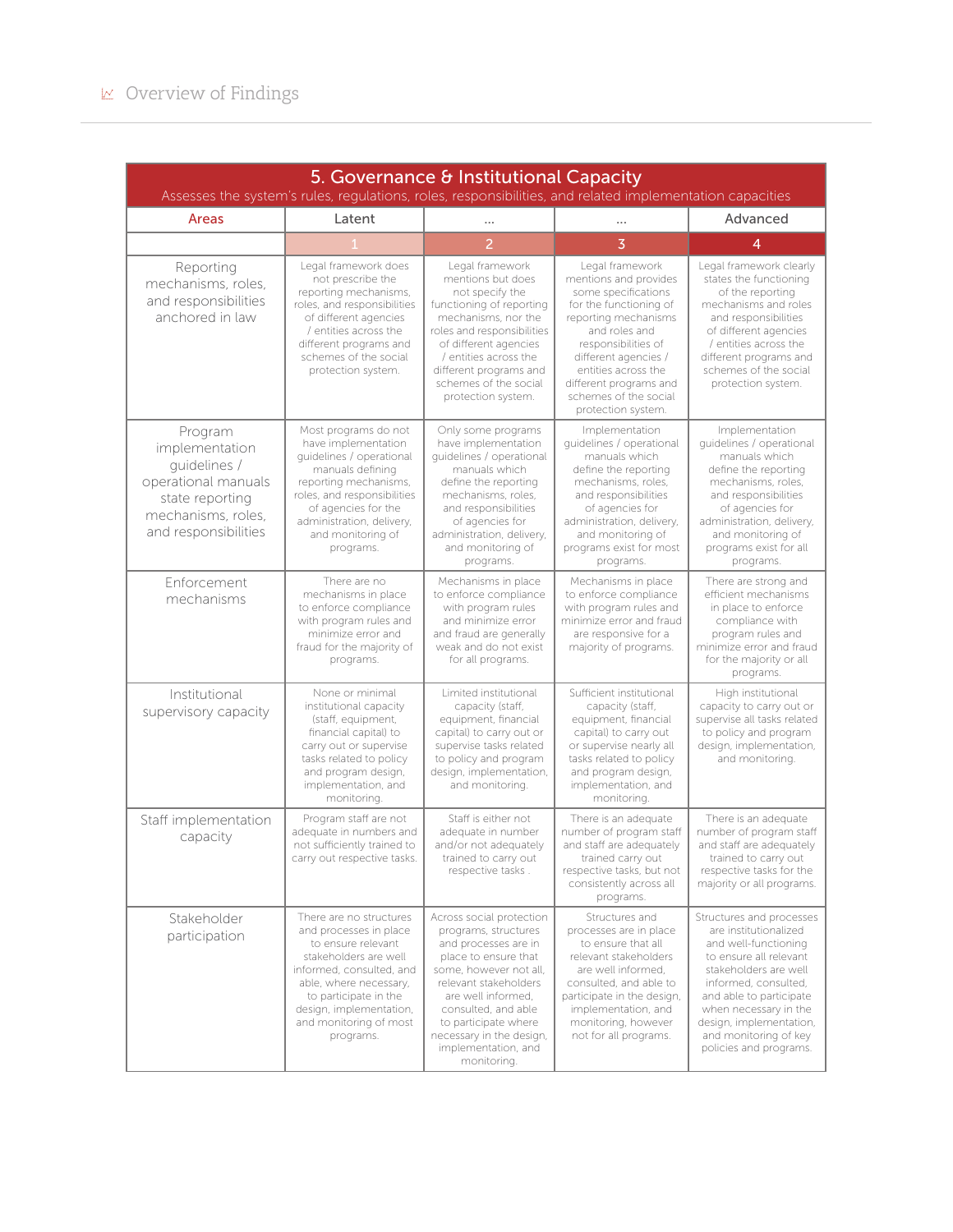## 5. Governance & Institutional Capacity

Assesses the system's rules, regulations, roles, responsibilities, and related implementation capacities

| Areas | Latent | ... | ... | Advanced |
|---|---|---|---|---|
| | 1 | 2 | 3 | 4 |
| Reporting mechanisms, roles, and responsibilities anchored in law | Legal framework does not prescribe the reporting mechanisms, roles, and responsibilities of different agencies / entities across the different programs and schemes of the social protection system. | Legal framework mentions but does not specify the functioning of reporting mechanisms, nor the roles and responsibilities of different agencies / entities across the different programs and schemes of the social protection system. | Legal framework mentions and provides some specifications for the functioning of reporting mechanisms and roles and responsibilities of different agencies / entities across the different programs and schemes of the social protection system. | Legal framework clearly states the functioning of the reporting mechanisms and roles and responsibilities of different agencies / entities across the different programs and schemes of the social protection system. |
| Program implementation guidelines / operational manuals state reporting mechanisms, roles, and responsibilities | Most programs do not have implementation guidelines / operational manuals defining reporting mechanisms, roles, and responsibilities of agencies for the administration, delivery, and monitoring of programs. | Only some programs have implementation guidelines / operational manuals which define the reporting mechanisms, roles, and responsibilities of agencies for administration, delivery, and monitoring of programs. | Implementation guidelines / operational manuals which define the reporting mechanisms, roles, and responsibilities of agencies for administration, delivery, and monitoring of programs exist for most programs. | Implementation guidelines / operational manuals which define the reporting mechanisms, roles, and responsibilities of agencies for administration, delivery, and monitoring of programs exist for all programs. |
| Enforcement mechanisms | There are no mechanisms in place to enforce compliance with program rules and minimize error and fraud for the majority of programs. | Mechanisms in place to enforce compliance with program rules and minimize error and fraud are generally weak and do not exist for all programs. | Mechanisms in place to enforce compliance with program rules and minimize error and fraud are responsive for a majority of programs. | There are strong and efficient mechanisms in place to enforce compliance with program rules and minimize error and fraud for the majority or all programs. |
| Institutional supervisory capacity | None or minimal institutional capacity (staff, equipment, financial capital) to carry out or supervise tasks related to policy and program design, implementation, and monitoring. | Limited institutional capacity (staff, equipment, financial capital) to carry out or supervise tasks related to policy and program design, implementation, and monitoring. | Sufficient institutional capacity (staff, equipment, financial capital) to carry out or supervise nearly all tasks related to policy and program design, implementation, and monitoring. | High institutional capacity to carry out or supervise all tasks related to policy and program design, implementation, and monitoring. |
| Staff implementation capacity | Program staff are not adequate in numbers and not sufficiently trained to carry out respective tasks. | Staff is either not adequate in number and/or not adequately trained to carry out respective tasks . | There is an adequate number of program staff and staff are adequately trained to carry out respective tasks, but not consistently across all programs. | There is an adequate number of program staff and staff are adequately trained to carry out respective tasks for the majority or all programs. |
| Stakeholder participation | There are no structures and processes in place to ensure relevant stakeholders are well informed, consulted, and able, where necessary, to participate in the design, implementation, and monitoring of most programs. | Across social protection programs, structures and processes are in place to ensure that some, however not all, relevant stakeholders are well informed, consulted, and able to participate where necessary in the design, implementation, and monitoring. | Structures and processes are in place to ensure that all relevant stakeholders are well informed, consulted, and able to participate in the design, implementation, and monitoring, however not for all programs. | Structures and processes are institutionalized and well-functioning to ensure all relevant stakeholders are well informed, consulted, and able to participate when necessary in the design, implementation, and monitoring of key policies and programs. |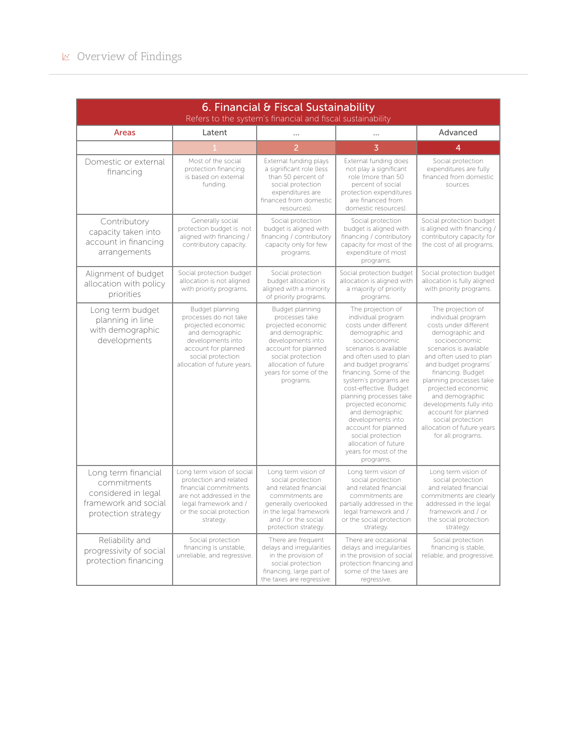## 6. Financial & Fiscal Sustainability

Refers to the system's financial and fiscal sustainability

| Areas | Latent | ... | ... | Advanced |
|---|---|---|---|---|
| | 1 | 2 | 3 | 4 |
| Domestic or external financing | Most of the social protection financing is based on external funding. | External funding plays a significant role (less than 50 percent of social protection expenditures are financed from domestic resources). | External funding does not play a significant role (more than 50 percent of social protection expenditures are financed from domestic resources). | Social protection expenditures are fully financed from domestic sources. |
| Contributory capacity taken into account in financing arrangements | Generally social protection budget is not aligned with financing / contributory capacity. | Social protection budget is aligned with financing / contributory capacity only for few programs. | Social protection budget is aligned with financing / contributory capacity for most of the expenditure of most programs. | Social protection budget is aligned with financing / contributory capacity for the cost of all programs. |
| Alignment of budget allocation with policy priorities | Social protection budget allocation is not aligned with priority programs. | Social protection budget allocation is aligned with a minority of priority programs. | Social protection budget allocation is aligned with a majority of priority programs. | Social protection budget allocation is fully aligned with priority programs. |
| Long term budget planning in line with demographic developments | Budget planning processes do not take projected economic and demographic developments into account for planned social protection allocation of future years. | Budget planning processes take projected economic and demographic developments into account for planned social protection allocation of future years for some of the programs. | The projection of individual program costs under different demographic and socioeconomic scenarios is available and often used to plan and budget programs' financing. Some of the system's programs are cost-effective. Budget planning processes take projected economic and demographic developments into account for planned social protection allocation of future years for most of the programs. | The projection of individual program costs under different demographic and socioeconomic scenarios is available and often used to plan and budget programs' financing. Budget planning processes take projected economic and demographic developments fully into account for planned social protection allocation of future years for all programs. |
| Long term financial commitments considered in legal framework and social protection strategy | Long term vision of social protection and related financial commitments are not addressed in the legal framework and / or the social protection strategy. | Long term vision of social protection and related financial commitments are generally overlooked in the legal framework and / or the social protection strategy. | Long term vision of social protection and related financial commitments are partially addressed in the legal framework and / or the social protection strategy. | Long term vision of social protection and related financial commitments are clearly addressed in the legal framework and / or the social protection strategy. |
| Reliability and progressivity of social protection financing | Social protection financing is unstable, unreliable, and regressive. | There are frequent delays and irregularities in the provision of social protection financing, large part of the taxes are regressive. | There are occasional delays and irregularities in the provision of social protection financing and some of the taxes are regressive. | Social protection financing is stable, reliable, and progressive. |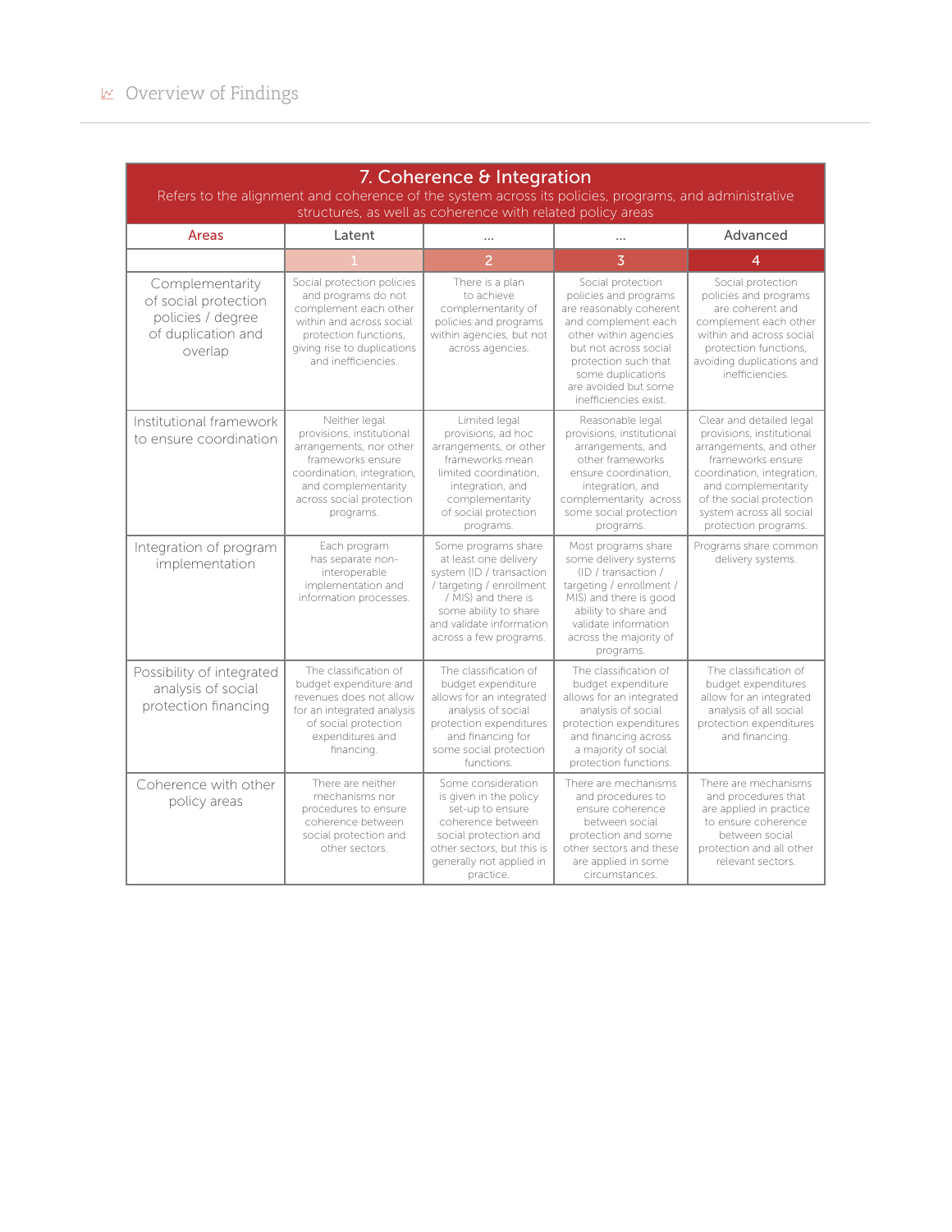# Overview of Findings

| 7. Coherence & Integration<br>Refers to the alignment and coherence of the system across its policies, programs, and administrative structures, as well as coherence with related policy areas | | | | |
|---|---|---|---|---|
| Areas | Latent | ... | ... | Advanced |
| | 1 | 2 | 3 | 4 |
| Complementarity of social protection policies / degree of duplication and overlap | Social protection policies and programs do not complement each other within and across social protection functions, giving rise to duplications and inefficiencies. | There is a plan to achieve complementarity of policies and programs within agencies, but not across agencies. | Social protection policies and programs are reasonably coherent and complement each other within agencies but not across social protection such that some duplications are avoided but some inefficiencies exist. | Social protection policies and programs are coherent and complement each other within and across social protection functions, avoiding duplications and inefficiencies. |
| Institutional framework to ensure coordination | Neither legal provisions, institutional arrangements, nor other frameworks ensure coordination, integration, and complementarity across social protection programs. | Limited legal provisions, ad hoc arrangements, or other frameworks mean limited coordination, integration, and complementarity of social protection programs. | Reasonable legal provisions, institutional arrangements, and other frameworks ensure coordination, integration, and complementarity across some social protection programs. | Clear and detailed legal provisions, institutional arrangements, and other frameworks ensure coordination, integration, and complementarity of the social protection system across all social protection programs. |
| Integration of program implementation | Each program has separate non-interoperable implementation and information processes. | Some programs share at least one delivery system (ID / transaction / targeting / enrollment / MIS) and there is some ability to share and validate information across a few programs. | Most programs share some delivery systems (ID / transaction / targeting / enrollment / MIS) and there is good ability to share and validate information across the majority of programs. | Programs share common delivery systems. |
| Possibility of integrated analysis of social protection financing | The classification of budget expenditure and revenues does not allow for an integrated analysis of social protection expenditures and financing. | The classification of budget expenditure allows for an integrated analysis of social protection expenditures and financing for some social protection functions. | The classification of budget expenditure allows for an integrated analysis of social protection expenditures and financing across a majority of social protection functions. | The classification of budget expenditures allow for an integrated analysis of all social protection expenditures and financing. |
| Coherence with other policy areas | There are neither mechanisms nor procedures to ensure coherence between social protection and other sectors. | Some consideration is given in the policy set-up to ensure coherence between social protection and other sectors, but this is generally not applied in practice. | There are mechanisms and procedures to ensure coherence between social protection and some other sectors and these are applied in some circumstances. | There are mechanisms and procedures that are applied in practice to ensure coherence between social protection and all other relevant sectors. |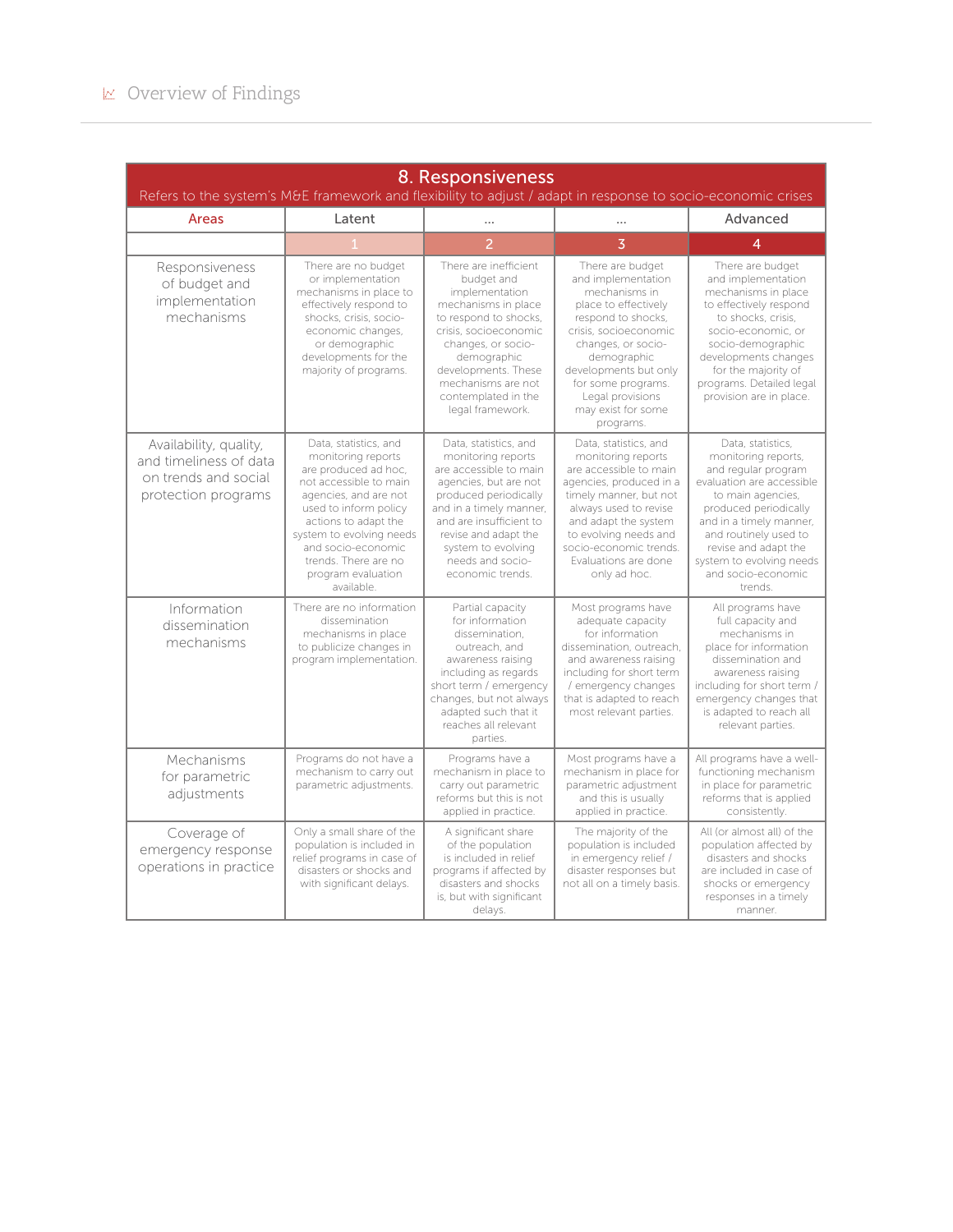## 8. Responsiveness

Refers to the system's M&E framework and flexibility to adjust / adapt in response to socio-economic crises

| Areas | Latent | ... | ... | Advanced |
|---|---|---|---|---|
| | 1 | 2 | 3 | 4 |
| Responsiveness of budget and implementation mechanisms | There are no budget or implementation mechanisms in place to effectively respond to shocks, crisis, socio-economic changes, or demographic developments for the majority of programs. | There are inefficient budget and implementation mechanisms in place to respond to shocks, crisis, socioeconomic changes, or socio-demographic developments. These mechanisms are not contemplated in the legal framework. | There are budget and implementation mechanisms in place to effectively respond to shocks, crisis, socioeconomic changes, or socio-demographic developments but only for some programs. Legal provisions may exist for some programs. | There are budget and implementation mechanisms in place to effectively respond to shocks, crisis, socio-economic, or socio-demographic developments changes for the majority of programs. Detailed legal provision are in place. |
| Availability, quality, and timeliness of data on trends and social protection programs | Data, statistics, and monitoring reports are produced ad hoc, not accessible to main agencies, and are not used to inform policy actions to adapt the system to evolving needs and socio-economic trends. There are no program evaluation available. | Data, statistics, and monitoring reports are accessible to main agencies, but are not produced periodically and in a timely manner, and are insufficient to revise and adapt the system to evolving needs and socio-economic trends. | Data, statistics, and monitoring reports are accessible to main agencies, produced in a timely manner, but not always used to revise and adapt the system to evolving needs and socio-economic trends. Evaluations are done only ad hoc. | Data, statistics, monitoring reports, and regular program evaluation are accessible to main agencies, produced periodically and in a timely manner, and routinely used to revise and adapt the system to evolving needs and socio-economic trends. |
| Information dissemination mechanisms | There are no information dissemination mechanisms in place to publicize changes in program implementation. | Partial capacity for information dissemination, outreach, and awareness raising including as regards short term / emergency changes, but not always adapted such that it reaches all relevant parties. | Most programs have adequate capacity for information dissemination, outreach, and awareness raising including for short term / emergency changes that is adapted to reach most relevant parties. | All programs have full capacity and mechanisms in place for information dissemination and awareness raising including for short term / emergency changes that is adapted to reach all relevant parties. |
| Mechanisms for parametric adjustments | Programs do not have a mechanism to carry out parametric adjustments. | Programs have a mechanism in place to carry out parametric reforms but this is not applied in practice. | Most programs have a mechanism in place for parametric adjustment and this is usually applied in practice. | All programs have a well-functioning mechanism in place for parametric reforms that is applied consistently. |
| Coverage of emergency response operations in practice | Only a small share of the population is included in relief programs in case of disasters or shocks and with significant delays. | A significant share of the population is included in relief programs if affected by disasters and shocks is, but with significant delays. | The majority of the population is included in emergency relief / disaster responses but not all on a timely basis. | All (or almost all) of the population affected by disasters and shocks are included in case of shocks or emergency responses in a timely manner. |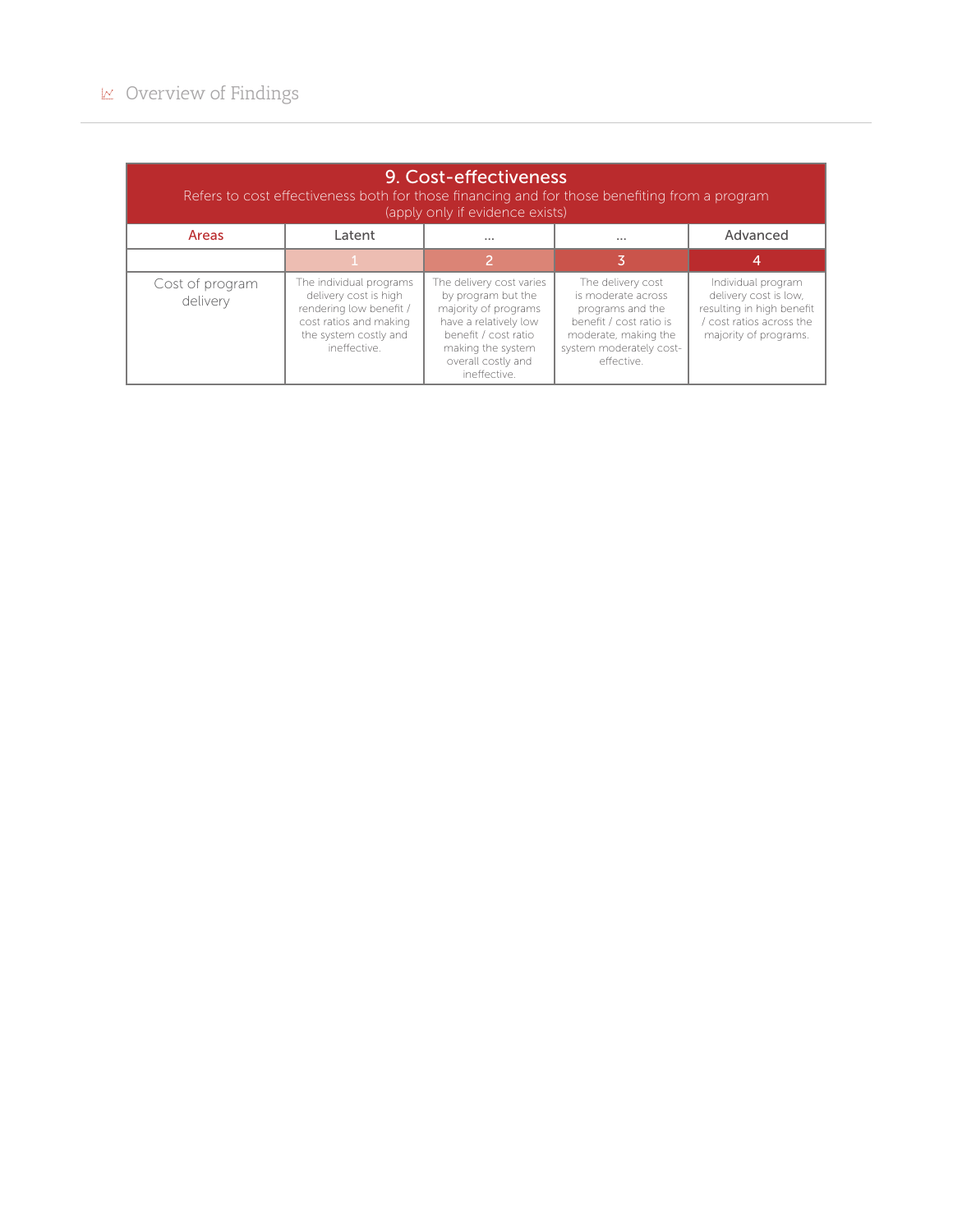| 9. Cost-effectiveness<br>Refers to cost effectiveness both for those financing and for those benefiting from a program<br>(apply only if evidence exists) | | | | |
|---|---|---|---|---|
| Areas | Latent | … | … | Advanced |
| | 1 | 2 | 3 | 4 |
| Cost of program delivery | The individual programs delivery cost is high rendering low benefit / cost ratios and making the system costly and ineffective. | The delivery cost varies by program but the majority of programs have a relatively low benefit / cost ratio making the system overall costly and ineffective. | The delivery cost is moderate across programs and the benefit / cost ratio is moderate, making the system moderately cost-effective. | Individual program delivery cost is low, resulting in high benefit / cost ratios across the majority of programs. |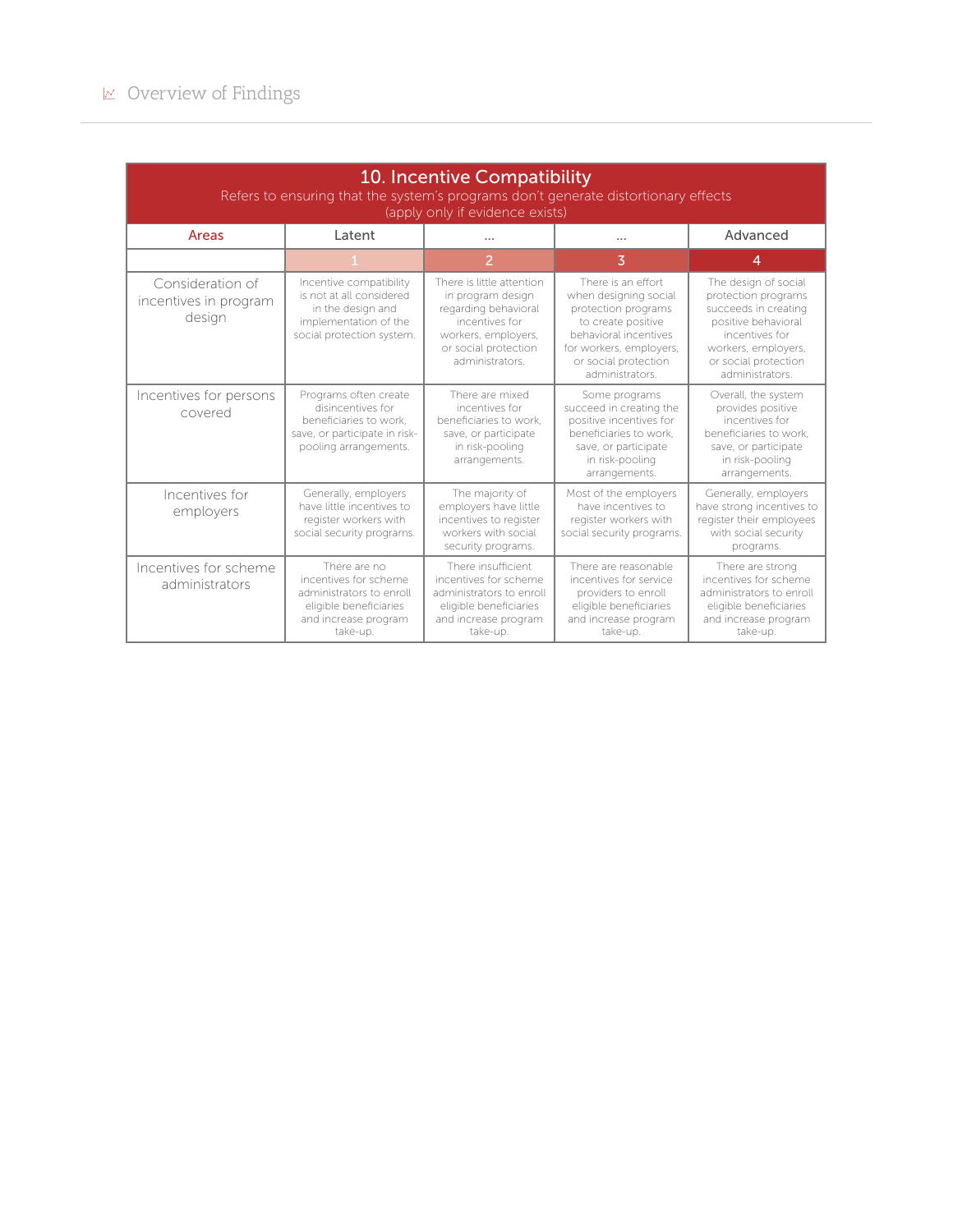| 10. Incentive Compatibility<br>Refers to ensuring that the system's programs don't generate distortionary effects<br>(apply only if evidence exists) | | | | |
|---|---|---|---|---|
| Areas | Latent | ... | ... | Advanced |
| | 1 | 2 | 3 | 4 |
| Consideration of incentives in program design | Incentive compatibility is not at all considered in the design and implementation of the social protection system. | There is little attention in program design regarding behavioral incentives for workers, employers, or social protection administrators. | There is an effort when designing social protection programs to create positive behavioral incentives for workers, employers, or social protection administrators. | The design of social protection programs succeeds in creating positive behavioral incentives for workers, employers, or social protection administrators. |
| Incentives for persons covered | Programs often create disincentives for beneficiaries to work, save, or participate in risk-pooling arrangements. | There are mixed incentives for beneficiaries to work, save, or participate in risk-pooling arrangements. | Some programs succeed in creating the positive incentives for beneficiaries to work, save, or participate in risk-pooling arrangements. | Overall, the system provides positive incentives for beneficiaries to work, save, or participate in risk-pooling arrangements. |
| Incentives for employers | Generally, employers have little incentives to register workers with social security programs. | The majority of employers have little incentives to register workers with social security programs. | Most of the employers have incentives to register workers with social security programs. | Generally, employers have strong incentives to register their employees with social security programs. |
| Incentives for scheme administrators | There are no incentives for scheme administrators to enroll eligible beneficiaries and increase program take-up. | There insufficient incentives for scheme administrators to enroll eligible beneficiaries and increase program take-up. | There are reasonable incentives for service providers to enroll eligible beneficiaries and increase program take-up. | There are strong incentives for scheme administrators to enroll eligible beneficiaries and increase program take-up. |